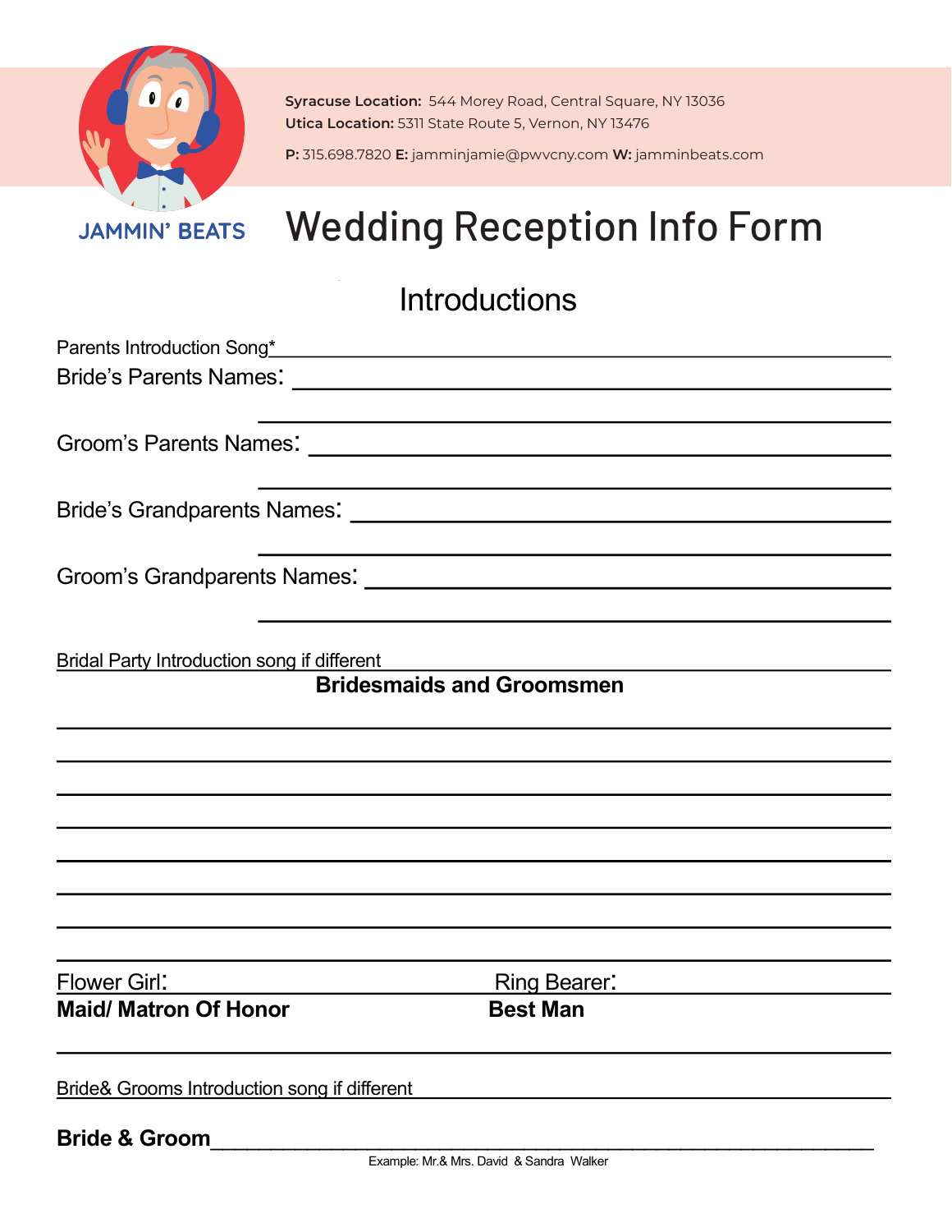JAMMIN' BEATS

**Syracuse Location:** 544 Morey Road, Central Square, NY 13036
**Utica Location:** 5311 State Route 5, Vernon, NY 13476

**P:** 315.698.7820 **E:** jamminjamie@pwvcny.com **W:** jamminbeats.com

# Wedding Reception Info Form

## Introductions

Parents Introduction Song* ______________________________________________

Bride's Parents Names: ______________________________________________

______________________________________________

Groom's Parents Names: ______________________________________________

______________________________________________

Bride's Grandparents Names: ______________________________________________

______________________________________________

Groom's Grandparents Names: ______________________________________________

______________________________________________

Bridal Party Introduction song if different ______________________________________________

**Bridesmaids and Groomsmen**

______________________________________________

______________________________________________

______________________________________________

______________________________________________

______________________________________________

______________________________________________

______________________________________________

______________________________________________

Flower Girl: ______________________ Ring Bearer: ______________________

**Maid/ Matron Of Honor** **Best Man**

______________________________________________

Bride& Grooms Introduction song if different ______________________________________________

**Bride & Groom**______________________________________________

Example: Mr.& Mrs. David & Sandra Walker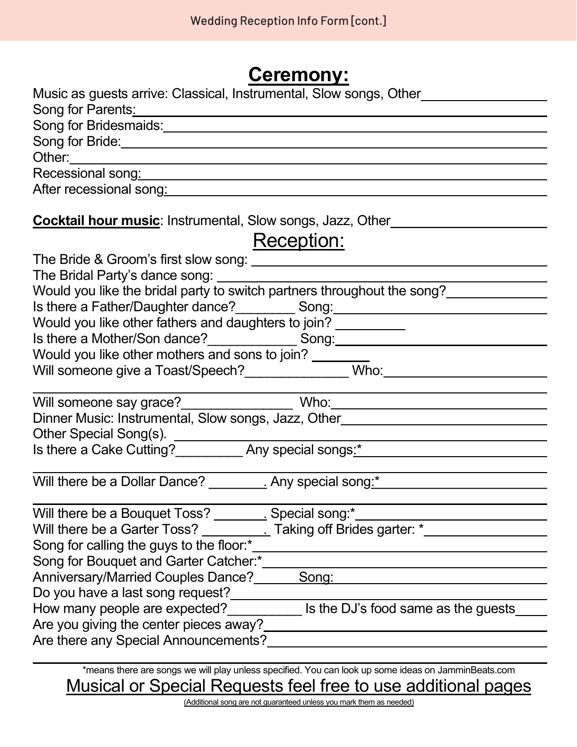## Ceremony:

Music as guests arrive: Classical, Instrumental, Slow songs, Other\_\_\_\_\_\_\_\_\_\_\_\_\_\_\_\_\_\_\_\_\_\_\_\_\_
Song for Parents:\_\_\_\_\_\_\_\_\_\_\_\_\_\_\_\_\_\_\_\_\_\_\_\_\_\_\_\_\_\_\_\_\_\_\_\_\_\_\_\_\_\_\_\_\_\_\_\_
Song for Bridesmaids:\_\_\_\_\_\_\_\_\_\_\_\_\_\_\_\_\_\_\_\_\_\_\_\_\_\_\_\_\_\_\_\_\_\_\_\_\_\_\_\_\_\_\_\_
Song for Bride:\_\_\_\_\_\_\_\_\_\_\_\_\_\_\_\_\_\_\_\_\_\_\_\_\_\_\_\_\_\_\_\_\_\_\_\_\_\_\_\_\_\_\_\_\_\_\_\_\_\_
Other:\_\_\_\_\_\_\_\_\_\_\_\_\_\_\_\_\_\_\_\_\_\_\_\_\_\_\_\_\_\_\_\_\_\_\_\_\_\_\_\_\_\_\_\_\_\_\_\_\_\_\_\_\_\_\_\_\_
Recessional song:\_\_\_\_\_\_\_\_\_\_\_\_\_\_\_\_\_\_\_\_\_\_\_\_\_\_\_\_\_\_\_\_\_\_\_\_\_\_\_\_\_\_\_\_\_\_\_
After recessional song:\_\_\_\_\_\_\_\_\_\_\_\_\_\_\_\_\_\_\_\_\_\_\_\_\_\_\_\_\_\_\_\_\_\_\_\_\_\_\_\_\_\_

**Cocktail hour music**: Instrumental, Slow songs, Jazz, Other\_\_\_\_\_\_\_\_\_\_\_\_\_\_\_\_\_\_\_\_\_\_\_\_\_\_

## Reception:

The Bride & Groom's first slow song: \_\_\_\_\_\_\_\_\_\_\_\_\_\_\_\_\_\_\_\_\_\_\_\_\_\_\_\_\_\_\_\_\_\_\_\_\_\_
The Bridal Party's dance song: \_\_\_\_\_\_\_\_\_\_\_\_\_\_\_\_\_\_\_\_\_\_\_\_\_\_\_\_\_\_\_\_\_\_\_\_\_\_\_\_\_\_
Would you like the bridal party to switch partners throughout the song?\_\_\_\_\_\_\_\_\_\_\_\_\_\_\_\_
Is there a Father/Daughter dance?\_\_\_\_\_\_\_\_ Song:\_\_\_\_\_\_\_\_\_\_\_\_\_\_\_\_\_\_\_\_\_\_\_\_\_\_\_\_\_\_
Would you like other fathers and daughters to join? \_\_\_\_\_\_\_\_\_\_
Is there a Mother/Son dance?\_\_\_\_\_\_\_\_\_\_\_\_ Song:\_\_\_\_\_\_\_\_\_\_\_\_\_\_\_\_\_\_\_\_\_\_\_\_\_\_\_\_\_\_
Would you like other mothers and sons to join? \_\_\_\_\_\_\_\_
Will someone give a Toast/Speech?\_\_\_\_\_\_\_\_\_\_\_\_\_\_ Who:\_\_\_\_\_\_\_\_\_\_\_\_\_\_\_\_\_\_\_\_\_\_\_\_\_\_
\_\_\_\_\_\_\_\_\_\_\_\_\_\_\_\_\_\_\_\_\_\_\_\_\_\_\_\_\_\_\_\_\_\_\_\_\_\_\_\_\_\_\_\_\_\_\_\_\_\_\_\_\_\_\_\_\_\_\_\_\_\_\_\_
Will someone say grace?\_\_\_\_\_\_\_\_\_\_\_\_\_\_\_ Who:\_\_\_\_\_\_\_\_\_\_\_\_\_\_\_\_\_\_\_\_\_\_\_\_\_\_\_\_\_\_\_\_
Dinner Music: Instrumental, Slow songs, Jazz, Other\_\_\_\_\_\_\_\_\_\_\_\_\_\_\_\_\_\_\_\_\_\_\_\_\_\_\_\_\_\_\_
Other Special Song(s). \_\_\_\_\_\_\_\_\_\_\_\_\_\_\_\_\_\_\_\_\_\_\_\_\_\_\_\_\_\_\_\_\_\_\_\_\_\_\_\_\_\_\_\_\_\_\_\_
Is there a Cake Cutting?\_\_\_\_\_\_\_\_\_ Any special songs:*\_\_\_\_\_\_\_\_\_\_\_\_\_\_\_\_\_\_\_\_\_\_\_\_\_
\_\_\_\_\_\_\_\_\_\_\_\_\_\_\_\_\_\_\_\_\_\_\_\_\_\_\_\_\_\_\_\_\_\_\_\_\_\_\_\_\_\_\_\_\_\_\_\_\_\_\_\_\_\_\_\_\_\_\_\_\_\_\_\_
Will there be a Dollar Dance? \_\_\_\_\_\_\_\_. Any special song:*\_\_\_\_\_\_\_\_\_\_\_\_\_\_\_\_\_\_\_\_\_\_\_\_
\_\_\_\_\_\_\_\_\_\_\_\_\_\_\_\_\_\_\_\_\_\_\_\_\_\_\_\_\_\_\_\_\_\_\_\_\_\_\_\_\_\_\_\_\_\_\_\_\_\_\_\_\_\_\_\_\_\_\_\_\_\_\_\_
Will there be a Bouquet Toss? \_\_\_\_\_\_\_. Special song:*\_\_\_\_\_\_\_\_\_\_\_\_\_\_\_\_\_\_\_\_\_\_\_\_\_\_\_\_
Will there be a Garter Toss? \_\_\_\_\_\_\_\_\_. Taking off Brides garter: *\_\_\_\_\_\_\_\_\_\_\_\_\_\_\_\_\_\_
Song for calling the guys to the floor:*\_\_\_\_\_\_\_\_\_\_\_\_\_\_\_\_\_\_\_\_\_\_\_\_\_\_\_\_\_\_\_\_\_\_\_\_
Song for Bouquet and Garter Catcher:*\_\_\_\_\_\_\_\_\_\_\_\_\_\_\_\_\_\_\_\_\_\_\_\_\_\_\_\_\_\_\_\_\_\_\_\_
Anniversary/Married Couples Dance?\_\_\_\_\_\_ Song:\_\_\_\_\_\_\_\_\_\_\_\_\_\_\_\_\_\_\_\_\_\_\_\_\_\_\_\_\_\_\_\_
Do you have a last song request?\_\_\_\_\_\_\_\_\_\_\_\_\_\_\_\_\_\_\_\_\_\_\_\_\_\_\_\_\_\_\_\_\_\_\_\_\_\_\_\_\_
How many people are expected?\_\_\_\_\_\_\_\_\_\_ Is the DJ's food same as the guests\_\_\_\_
Are you giving the center pieces away?\_\_\_\_\_\_\_\_\_\_\_\_\_\_\_\_\_\_\_\_\_\_\_\_\_\_\_\_\_\_\_\_\_\_\_\_\_
Are there any Special Announcements?\_\_\_\_\_\_\_\_\_\_\_\_\_\_\_\_\_\_\_\_\_\_\_\_\_\_\_\_\_\_\_\_\_\_\_\_\_

*means there are songs we will play unless specified. You can look up some ideas on JamminBeats.com

Musical or Special Requests feel free to use additional pages

(Additional song are not guaranteed unless you mark them as needed)